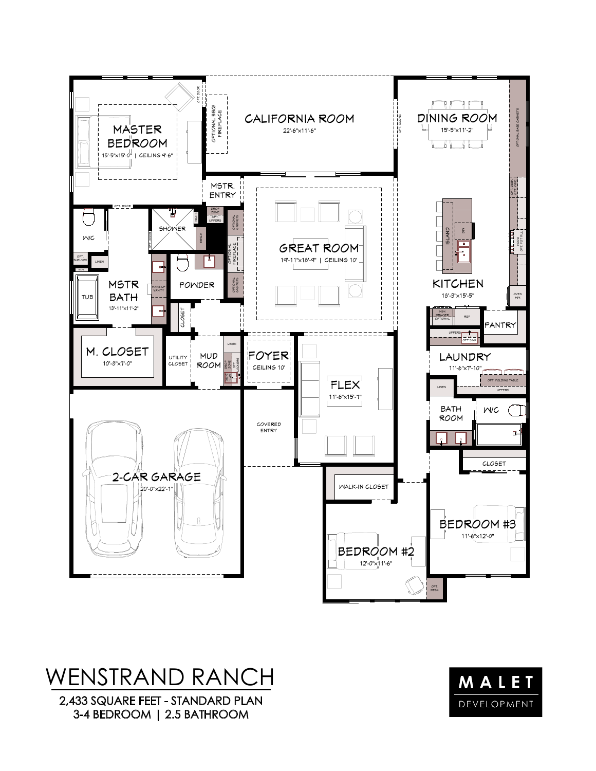# WENSTRAND RANCH

2,433 SQUARE FEET - STANDARD PLAN
3-4 BEDROOM | 2.5 BATHROOM

MALET DEVELOPMENT

MASTER BEDROOM
15'-5"x15'-0" | CEILING 9'-6"

CALIFORNIA ROOM
22'-6"x11'-6"

DINING ROOM
15'-5"x11'-2"

GREAT ROOM
19'-11"x18'-9" | CEILING 10'

KITCHEN
18'-3"x15'-5"

MSTR BATH
13'-11"x11'-2"

M. CLOSET
10'-8"x7'-0"

FOYER
CEILING 10'

FLEX
11'-6"x15'-7"

LAUNDRY
11'-6"x7'-10"

2-CAR GARAGE
20'-0"x22'-1"

BEDROOM #2
12'-0"x11'-6"

BEDROOM #3
11'-6"x12'-0"

MSTR. ENTRY | SHOWER | POWDER | W/C | TUB | CLOSET | UTILITY CLOSET | MUD ROOM | PANTRY | BATH ROOM | WALK-IN CLOSET | COVERED ENTRY | ISLAND | LINEN | OPTIONAL BBQ/ FIREPLACE | OPTIONAL FIREPLACE | OPT. FOLDING TABLE | OPT. DESK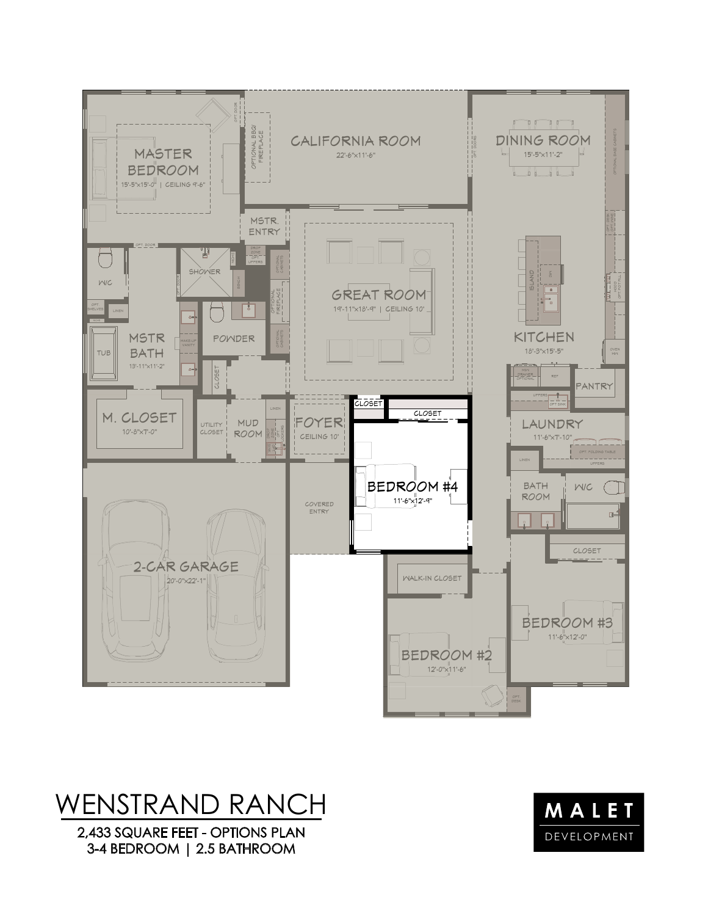MASTER BEDROOM
15'-5"x15'-0" | CEILING 9'-6"

CALIFORNIA ROOM
22'-6"x11'-6"

DINING ROOM
15'-5"x11'-2"

OPTIONAL BBQ/FIREPLACE

MSTR. ENTRY

GREAT ROOM
19'-11"x18'-9" | CEILING 10'

KITCHEN
18'-3"x15'-5"

ISLAND

PANTRY

W/C

SHOWER

MSTR BATH
13'-11"x11'-2"

TUB

POWDER

OPTIONAL FIREPLACE

M. CLOSET
10'-8"x7'-0"

UTILITY CLOSET

MUD ROOM

FOYER
CEILING 10'

CLOSET

CLOSET

BEDROOM #4
11'-6"x12'-9"

LAUNDRY
11'-6"x7'-10"

BATH ROOM

W/C

CLOSET

COVERED ENTRY

2-CAR GARAGE
20'-0"x22'-1"

WALK-IN CLOSET

BEDROOM #3
11'-6"x12'-0"

BEDROOM #2
12'-0"x11'-6"

# WENSTRAND RANCH

2,433 SQUARE FEET - OPTIONS PLAN
3-4 BEDROOM | 2.5 BATHROOM

MALET
DEVELOPMENT